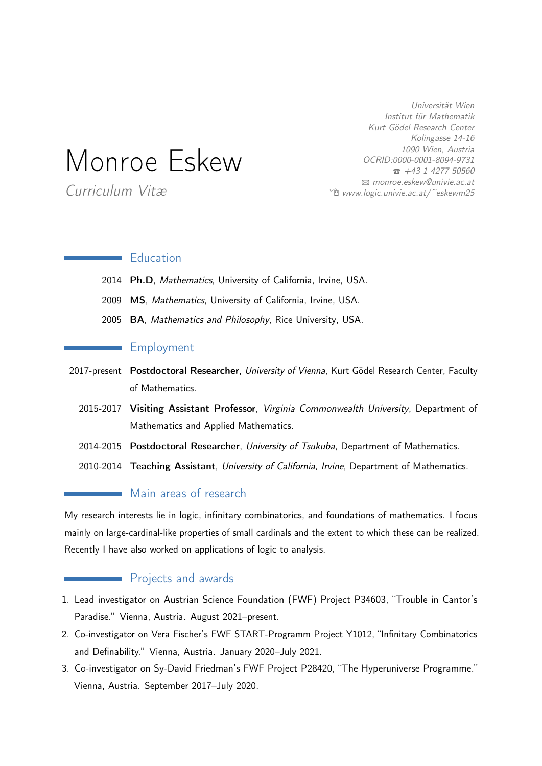# Monroe Eskew

*Curriculum Vitæ*

*Universität Wien*
*Institut für Mathematik*
*Kurt Gödel Research Center*
*Kolingasse 14-16*
*1090 Wien, Austria*
*OCRID:0000-0001-8094-9731*
☎ *+43 1 4277 50560*
✉ *monroe.eskew@univie.ac.at*
*www.logic.univie.ac.at/~eskewm25*

## Education

- 2014 **Ph.D**, *Mathematics*, University of California, Irvine, USA.
- 2009 **MS**, *Mathematics*, University of California, Irvine, USA.
- 2005 **BA**, *Mathematics and Philosophy*, Rice University, USA.

## Employment

- 2017-present **Postdoctoral Researcher**, *University of Vienna*, Kurt Gödel Research Center, Faculty of Mathematics.
- 2015-2017 **Visiting Assistant Professor**, *Virginia Commonwealth University*, Department of Mathematics and Applied Mathematics.
- 2014-2015 **Postdoctoral Researcher**, *University of Tsukuba*, Department of Mathematics.
- 2010-2014 **Teaching Assistant**, *University of California, Irvine*, Department of Mathematics.

## Main areas of research

My research interests lie in logic, infinitary combinatorics, and foundations of mathematics. I focus mainly on large-cardinal-like properties of small cardinals and the extent to which these can be realized. Recently I have also worked on applications of logic to analysis.

## Projects and awards

1. Lead investigator on Austrian Science Foundation (FWF) Project P34603, "Trouble in Cantor's Paradise." Vienna, Austria. August 2021–present.
2. Co-investigator on Vera Fischer's FWF START-Programm Project Y1012, "Infinitary Combinatorics and Definability." Vienna, Austria. January 2020–July 2021.
3. Co-investigator on Sy-David Friedman's FWF Project P28420, "The Hyperuniverse Programme." Vienna, Austria. September 2017–July 2020.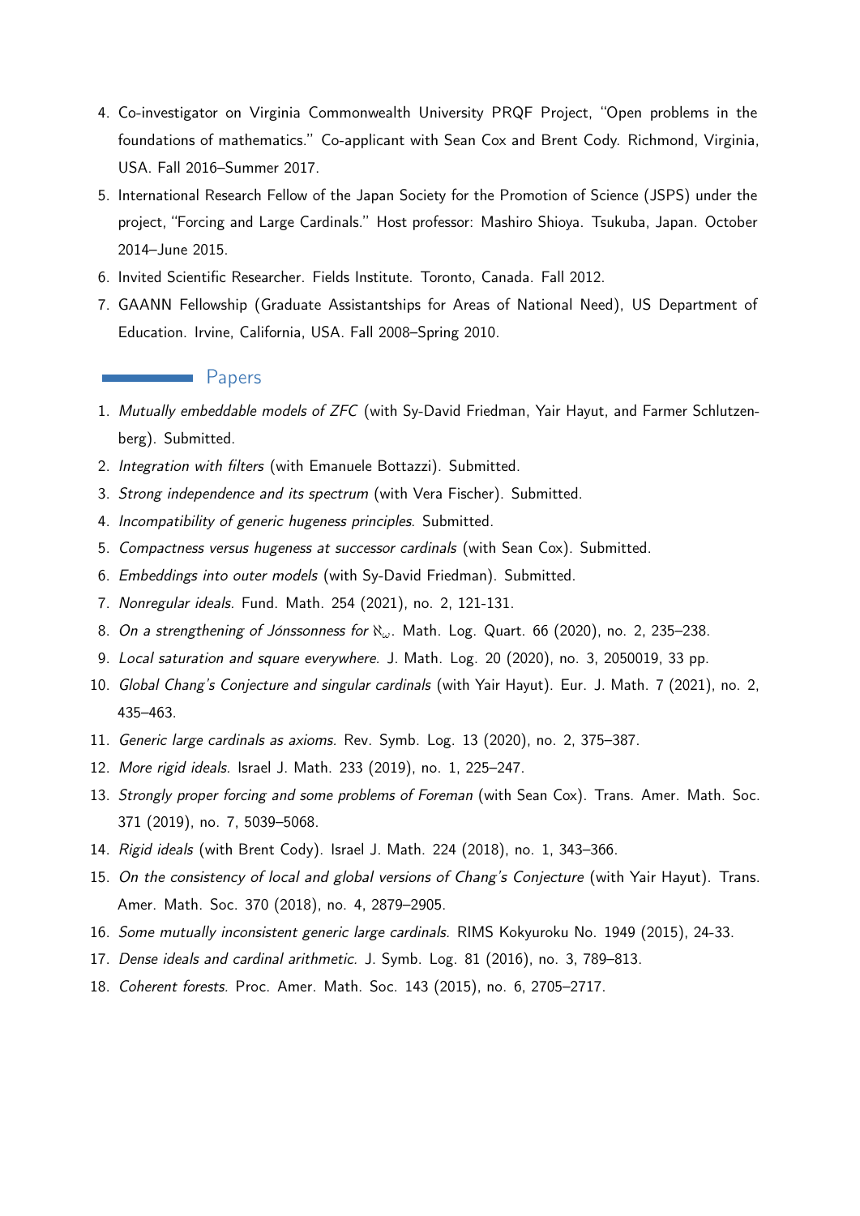4. Co-investigator on Virginia Commonwealth University PRQF Project, "Open problems in the foundations of mathematics." Co-applicant with Sean Cox and Brent Cody. Richmond, Virginia, USA. Fall 2016–Summer 2017.
5. International Research Fellow of the Japan Society for the Promotion of Science (JSPS) under the project, "Forcing and Large Cardinals." Host professor: Mashiro Shioya. Tsukuba, Japan. October 2014–June 2015.
6. Invited Scientific Researcher. Fields Institute. Toronto, Canada. Fall 2012.
7. GAANN Fellowship (Graduate Assistantships for Areas of National Need), US Department of Education. Irvine, California, USA. Fall 2008–Spring 2010.

## Papers

1. *Mutually embeddable models of ZFC* (with Sy-David Friedman, Yair Hayut, and Farmer Schlutzenberg). Submitted.
2. *Integration with filters* (with Emanuele Bottazzi). Submitted.
3. *Strong independence and its spectrum* (with Vera Fischer). Submitted.
4. *Incompatibility of generic hugeness principles*. Submitted.
5. *Compactness versus hugeness at successor cardinals* (with Sean Cox). Submitted.
6. *Embeddings into outer models* (with Sy-David Friedman). Submitted.
7. *Nonregular ideals*. Fund. Math. 254 (2021), no. 2, 121-131.
8. *On a strengthening of Jónssonness for $\aleph_\omega$*. Math. Log. Quart. 66 (2020), no. 2, 235–238.
9. *Local saturation and square everywhere*. J. Math. Log. 20 (2020), no. 3, 2050019, 33 pp.
10. *Global Chang's Conjecture and singular cardinals* (with Yair Hayut). Eur. J. Math. 7 (2021), no. 2, 435–463.
11. *Generic large cardinals as axioms*. Rev. Symb. Log. 13 (2020), no. 2, 375–387.
12. *More rigid ideals*. Israel J. Math. 233 (2019), no. 1, 225–247.
13. *Strongly proper forcing and some problems of Foreman* (with Sean Cox). Trans. Amer. Math. Soc. 371 (2019), no. 7, 5039–5068.
14. *Rigid ideals* (with Brent Cody). Israel J. Math. 224 (2018), no. 1, 343–366.
15. *On the consistency of local and global versions of Chang's Conjecture* (with Yair Hayut). Trans. Amer. Math. Soc. 370 (2018), no. 4, 2879–2905.
16. *Some mutually inconsistent generic large cardinals*. RIMS Kokyuroku No. 1949 (2015), 24-33.
17. *Dense ideals and cardinal arithmetic*. J. Symb. Log. 81 (2016), no. 3, 789–813.
18. *Coherent forests*. Proc. Amer. Math. Soc. 143 (2015), no. 6, 2705–2717.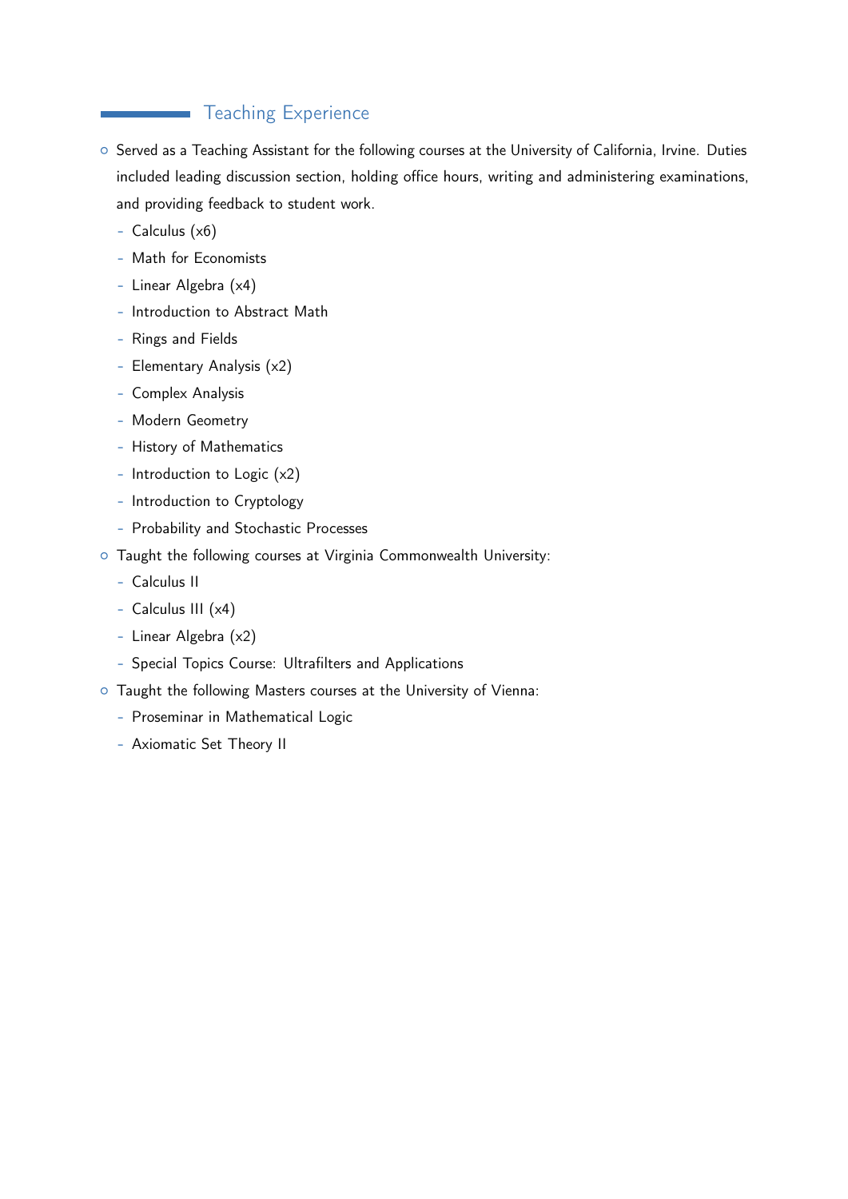## Teaching Experience

- Served as a Teaching Assistant for the following courses at the University of California, Irvine. Duties included leading discussion section, holding office hours, writing and administering examinations, and providing feedback to student work.
  - Calculus (x6)
  - Math for Economists
  - Linear Algebra (x4)
  - Introduction to Abstract Math
  - Rings and Fields
  - Elementary Analysis (x2)
  - Complex Analysis
  - Modern Geometry
  - History of Mathematics
  - Introduction to Logic (x2)
  - Introduction to Cryptology
  - Probability and Stochastic Processes
- Taught the following courses at Virginia Commonwealth University:
  - Calculus II
  - Calculus III (x4)
  - Linear Algebra (x2)
  - Special Topics Course: Ultrafilters and Applications
- Taught the following Masters courses at the University of Vienna:
  - Proseminar in Mathematical Logic
  - Axiomatic Set Theory II